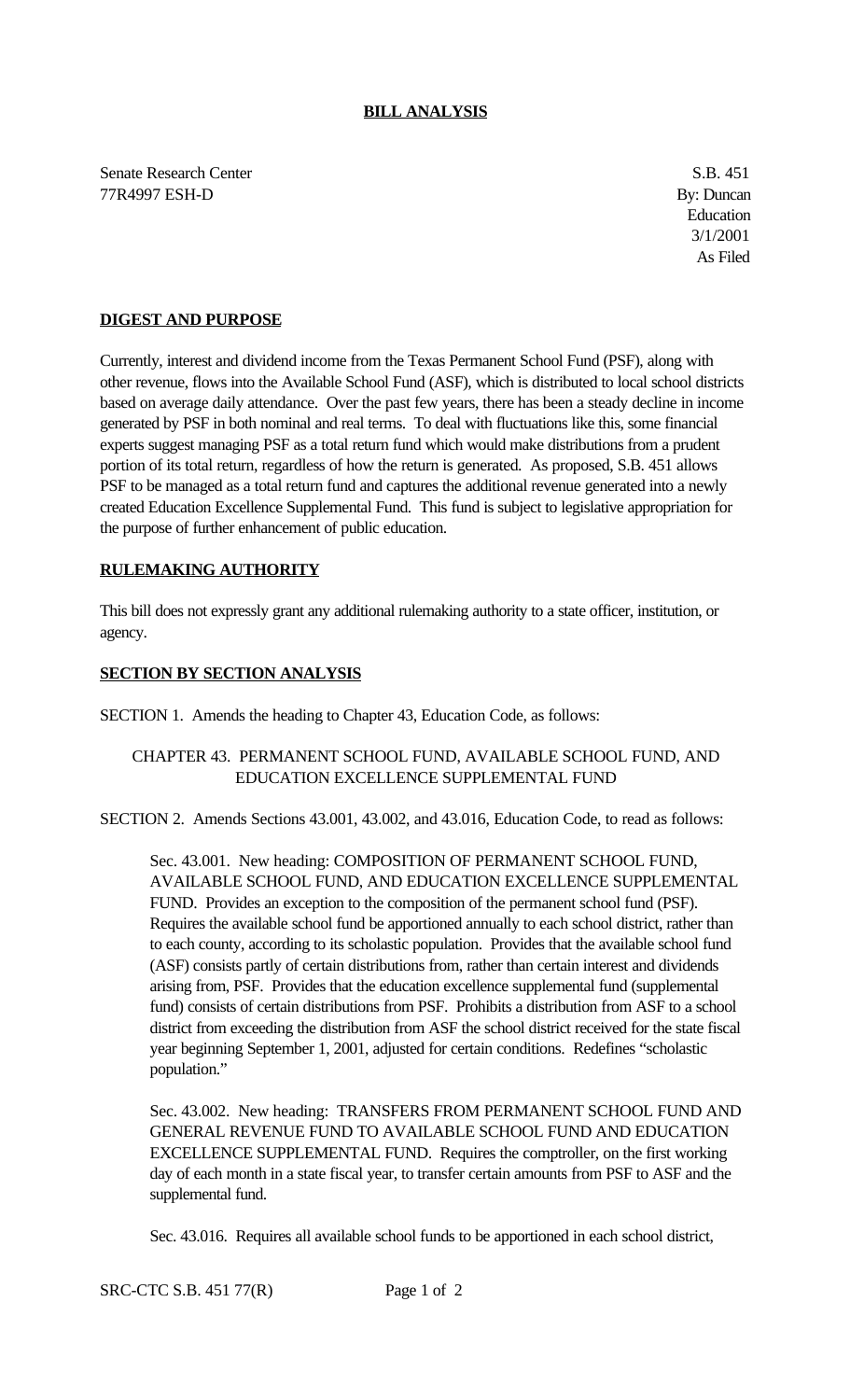# BILL ANALYSIS

Senate Research Center
77R4997 ESH-D

S.B. 451
By: Duncan
Education
3/1/2001
As Filed

## DIGEST AND PURPOSE

Currently, interest and dividend income from the Texas Permanent School Fund (PSF), along with other revenue, flows into the Available School Fund (ASF), which is distributed to local school districts based on average daily attendance. Over the past few years, there has been a steady decline in income generated by PSF in both nominal and real terms. To deal with fluctuations like this, some financial experts suggest managing PSF as a total return fund which would make distributions from a prudent portion of its total return, regardless of how the return is generated. As proposed, S.B. 451 allows PSF to be managed as a total return fund and captures the additional revenue generated into a newly created Education Excellence Supplemental Fund. This fund is subject to legislative appropriation for the purpose of further enhancement of public education.

## RULEMAKING AUTHORITY

This bill does not expressly grant any additional rulemaking authority to a state officer, institution, or agency.

## SECTION BY SECTION ANALYSIS

SECTION 1. Amends the heading to Chapter 43, Education Code, as follows:

CHAPTER 43. PERMANENT SCHOOL FUND, AVAILABLE SCHOOL FUND, AND EDUCATION EXCELLENCE SUPPLEMENTAL FUND

SECTION 2. Amends Sections 43.001, 43.002, and 43.016, Education Code, to read as follows:

Sec. 43.001. New heading: COMPOSITION OF PERMANENT SCHOOL FUND, AVAILABLE SCHOOL FUND, AND EDUCATION EXCELLENCE SUPPLEMENTAL FUND. Provides an exception to the composition of the permanent school fund (PSF). Requires the available school fund be apportioned annually to each school district, rather than to each county, according to its scholastic population. Provides that the available school fund (ASF) consists partly of certain distributions from, rather than certain interest and dividends arising from, PSF. Provides that the education excellence supplemental fund (supplemental fund) consists of certain distributions from PSF. Prohibits a distribution from ASF to a school district from exceeding the distribution from ASF the school district received for the state fiscal year beginning September 1, 2001, adjusted for certain conditions. Redefines "scholastic population."

Sec. 43.002. New heading: TRANSFERS FROM PERMANENT SCHOOL FUND AND GENERAL REVENUE FUND TO AVAILABLE SCHOOL FUND AND EDUCATION EXCELLENCE SUPPLEMENTAL FUND. Requires the comptroller, on the first working day of each month in a state fiscal year, to transfer certain amounts from PSF to ASF and the supplemental fund.

Sec. 43.016. Requires all available school funds to be apportioned in each school district,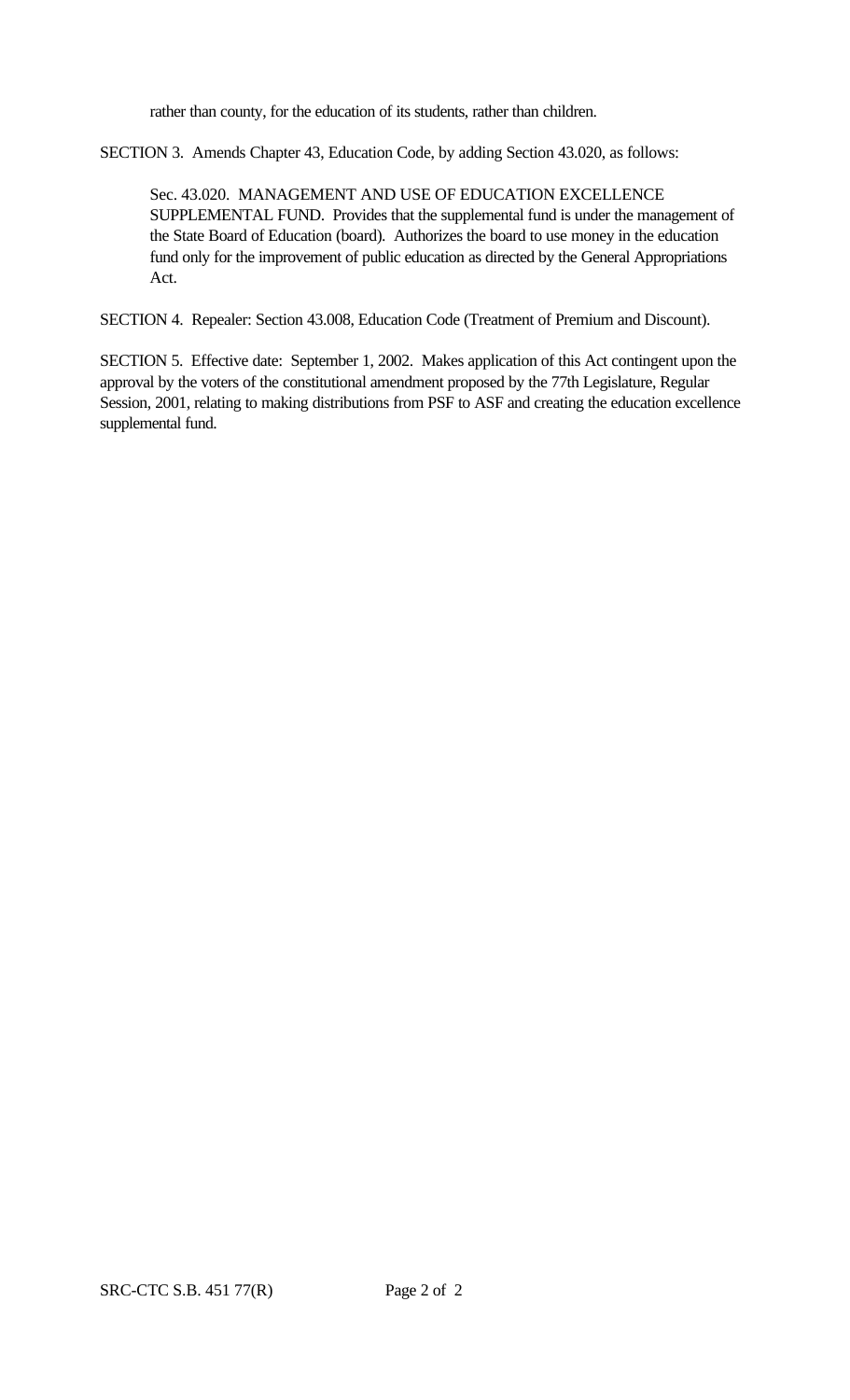rather than county, for the education of its students, rather than children.

SECTION 3. Amends Chapter 43, Education Code, by adding Section 43.020, as follows:

Sec. 43.020. MANAGEMENT AND USE OF EDUCATION EXCELLENCE SUPPLEMENTAL FUND. Provides that the supplemental fund is under the management of the State Board of Education (board). Authorizes the board to use money in the education fund only for the improvement of public education as directed by the General Appropriations Act.

SECTION 4. Repealer: Section 43.008, Education Code (Treatment of Premium and Discount).

SECTION 5. Effective date: September 1, 2002. Makes application of this Act contingent upon the approval by the voters of the constitutional amendment proposed by the 77th Legislature, Regular Session, 2001, relating to making distributions from PSF to ASF and creating the education excellence supplemental fund.